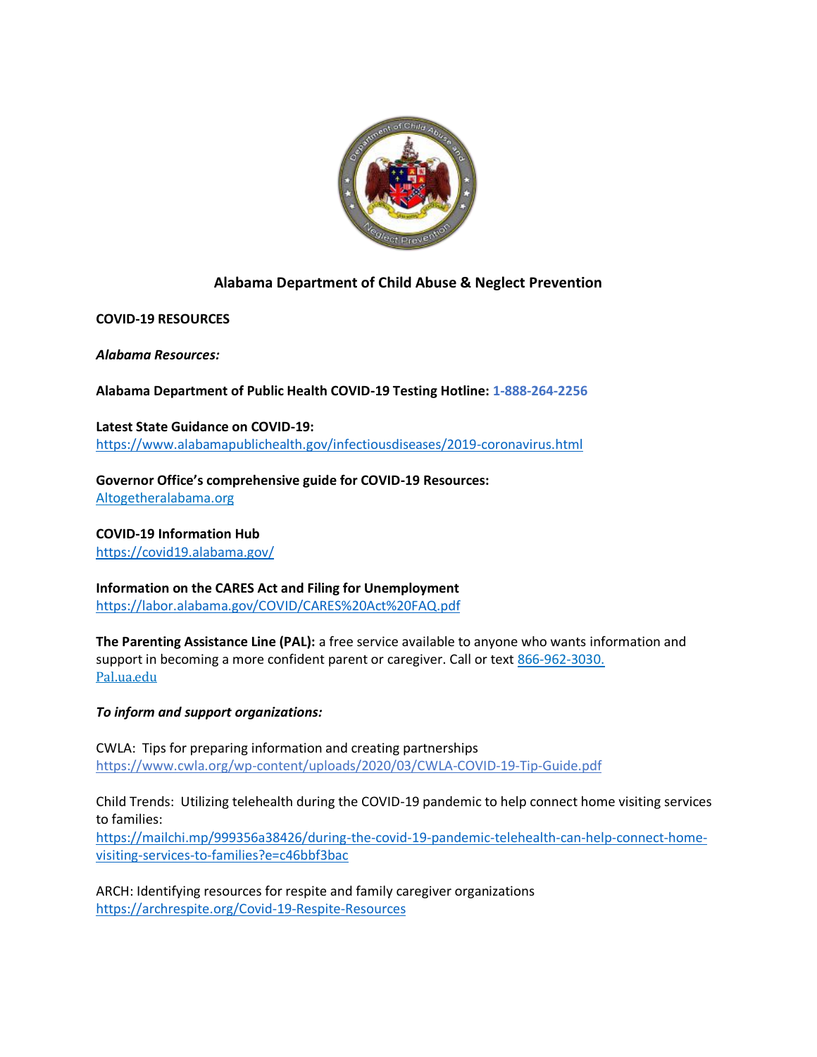# Alabama Department of Child Abuse & Neglect Prevention

## COVID-19 RESOURCES

### *Alabama Resources:*

**Alabama Department of Public Health COVID-19 Testing Hotline:** 1-888-264-2256

**Latest State Guidance on COVID-19:**
https://www.alabamapublichealth.gov/infectiousdiseases/2019-coronavirus.html

**Governor Office's comprehensive guide for COVID-19 Resources:**
Altogetheralabama.org

**COVID-19 Information Hub**
https://covid19.alabama.gov/

**Information on the CARES Act and Filing for Unemployment**
https://labor.alabama.gov/COVID/CARES%20Act%20FAQ.pdf

**The Parenting Assistance Line (PAL):** a free service available to anyone who wants information and support in becoming a more confident parent or caregiver. Call or text 866-962-3030.
Pal.ua.edu

### *To inform and support organizations:*

CWLA: Tips for preparing information and creating partnerships
https://www.cwla.org/wp-content/uploads/2020/03/CWLA-COVID-19-Tip-Guide.pdf

Child Trends: Utilizing telehealth during the COVID-19 pandemic to help connect home visiting services to families:
https://mailchi.mp/999356a38426/during-the-covid-19-pandemic-telehealth-can-help-connect-home-visiting-services-to-families?e=c46bbf3bac

ARCH: Identifying resources for respite and family caregiver organizations
https://archrespite.org/Covid-19-Respite-Resources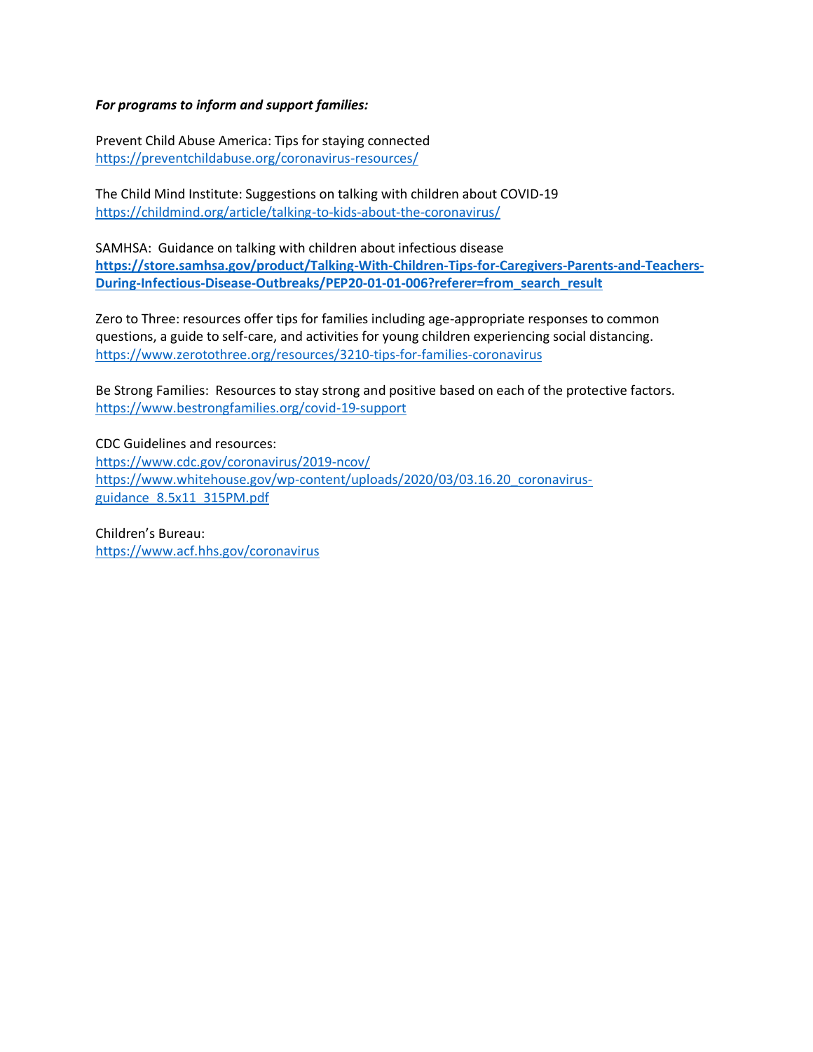***For programs to inform and support families:***

Prevent Child Abuse America: Tips for staying connected
https://preventchildabuse.org/coronavirus-resources/

The Child Mind Institute: Suggestions on talking with children about COVID-19
https://childmind.org/article/talking-to-kids-about-the-coronavirus/

SAMHSA: Guidance on talking with children about infectious disease
**https://store.samhsa.gov/product/Talking-With-Children-Tips-for-Caregivers-Parents-and-Teachers-During-Infectious-Disease-Outbreaks/PEP20-01-01-006?referer=from_search_result**

Zero to Three: resources offer tips for families including age-appropriate responses to common questions, a guide to self-care, and activities for young children experiencing social distancing.
https://www.zerotothree.org/resources/3210-tips-for-families-coronavirus

Be Strong Families: Resources to stay strong and positive based on each of the protective factors.
https://www.bestrongfamilies.org/covid-19-support

CDC Guidelines and resources:
https://www.cdc.gov/coronavirus/2019-ncov/
https://www.whitehouse.gov/wp-content/uploads/2020/03/03.16.20_coronavirus-guidance_8.5x11_315PM.pdf

Children's Bureau:
https://www.acf.hhs.gov/coronavirus